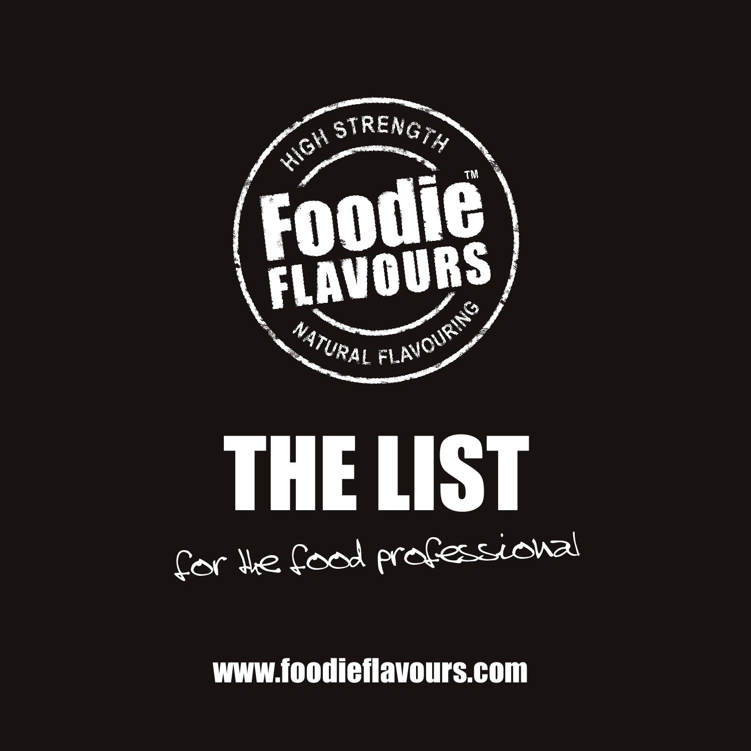HIGH STRENGTH

**Foodie FLAVOURS**™

NATURAL FLAVOURING

# THE LIST

*for the food professional*

**www.foodieflavours.com**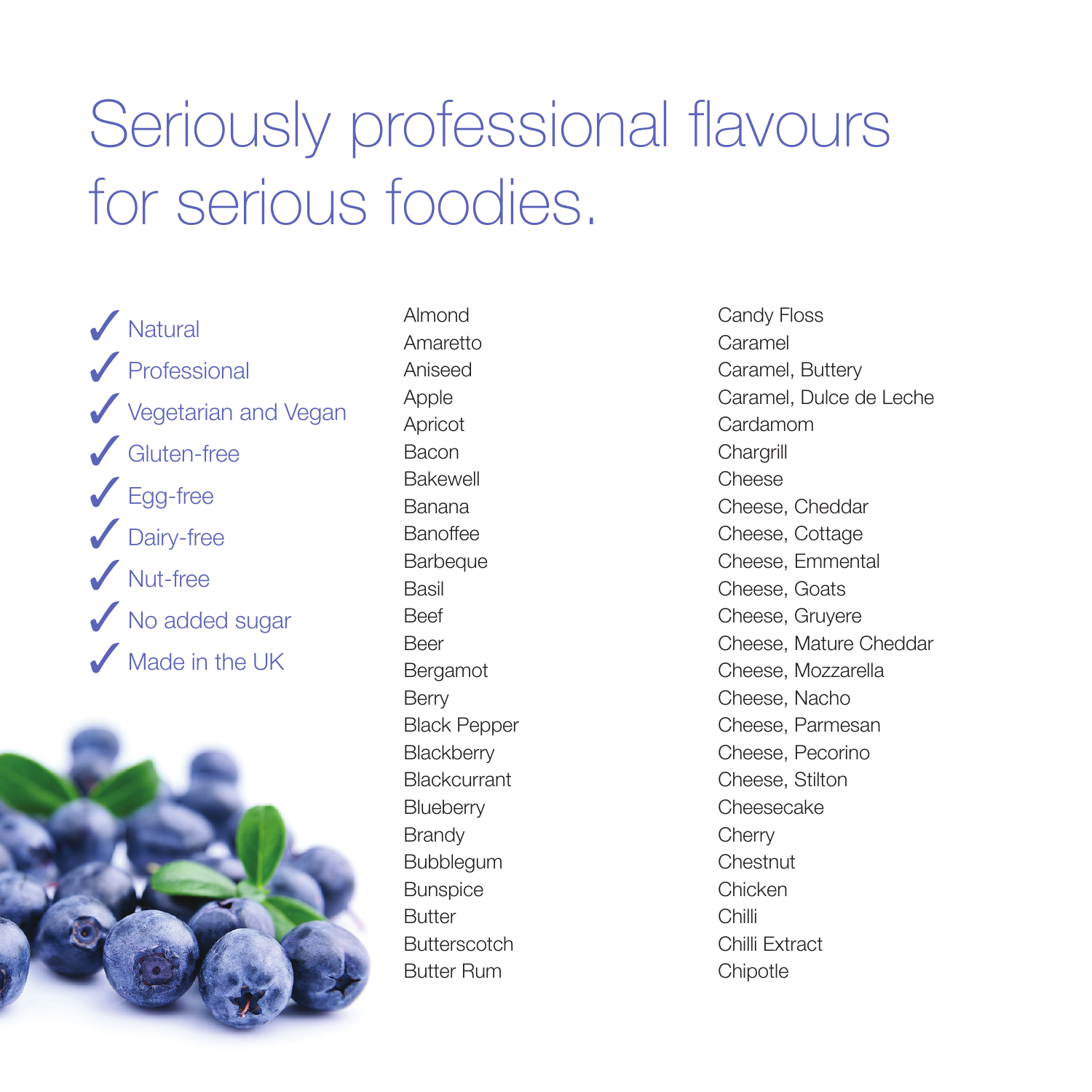# Seriously professional flavours for serious foodies.

- ✓ Natural
- ✓ Professional
- ✓ Vegetarian and Vegan
- ✓ Gluten-free
- ✓ Egg-free
- ✓ Dairy-free
- ✓ Nut-free
- ✓ No added sugar
- ✓ Made in the UK

Almond
Amaretto
Aniseed
Apple
Apricot
Bacon
Bakewell
Banana
Banoffee
Barbeque
Basil
Beef
Beer
Bergamot
Berry
Black Pepper
Blackberry
Blackcurrant
Blueberry
Brandy
Bubblegum
Bunspice
Butter
Butterscotch
Butter Rum

Candy Floss
Caramel
Caramel, Buttery
Caramel, Dulce de Leche
Cardamom
Chargrill
Cheese
Cheese, Cheddar
Cheese, Cottage
Cheese, Emmental
Cheese, Goats
Cheese, Gruyere
Cheese, Mature Cheddar
Cheese, Mozzarella
Cheese, Nacho
Cheese, Parmesan
Cheese, Pecorino
Cheese, Stilton
Cheesecake
Cherry
Chestnut
Chicken
Chilli
Chilli Extract
Chipotle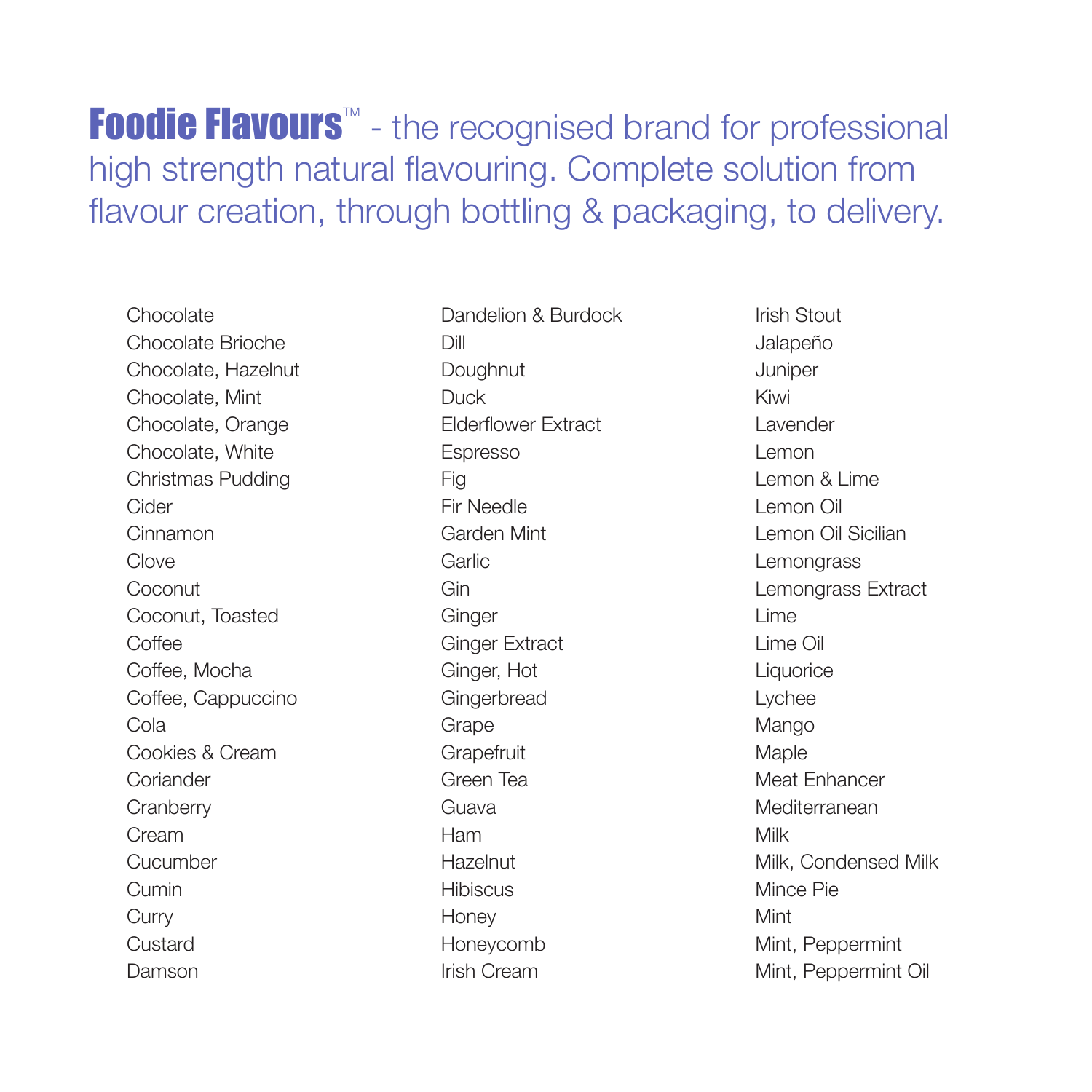**Foodie Flavours**™ - the recognised brand for professional high strength natural flavouring. Complete solution from flavour creation, through bottling & packaging, to delivery.

- Chocolate
- Chocolate Brioche
- Chocolate, Hazelnut
- Chocolate, Mint
- Chocolate, Orange
- Chocolate, White
- Christmas Pudding
- Cider
- Cinnamon
- Clove
- Coconut
- Coconut, Toasted
- Coffee
- Coffee, Mocha
- Coffee, Cappuccino
- Cola
- Cookies & Cream
- Coriander
- Cranberry
- Cream
- Cucumber
- Cumin
- Curry
- Custard
- Damson
- Dandelion & Burdock
- Dill
- Doughnut
- Duck
- Elderflower Extract
- Espresso
- Fig
- Fir Needle
- Garden Mint
- Garlic
- Gin
- Ginger
- Ginger Extract
- Ginger, Hot
- Gingerbread
- Grape
- Grapefruit
- Green Tea
- Guava
- Ham
- Hazelnut
- Hibiscus
- Honey
- Honeycomb
- Irish Cream
- Irish Stout
- Jalapeño
- Juniper
- Kiwi
- Lavender
- Lemon
- Lemon & Lime
- Lemon Oil
- Lemon Oil Sicilian
- Lemongrass
- Lemongrass Extract
- Lime
- Lime Oil
- Liquorice
- Lychee
- Mango
- Maple
- Meat Enhancer
- Mediterranean
- Milk
- Milk, Condensed Milk
- Mince Pie
- Mint
- Mint, Peppermint
- Mint, Peppermint Oil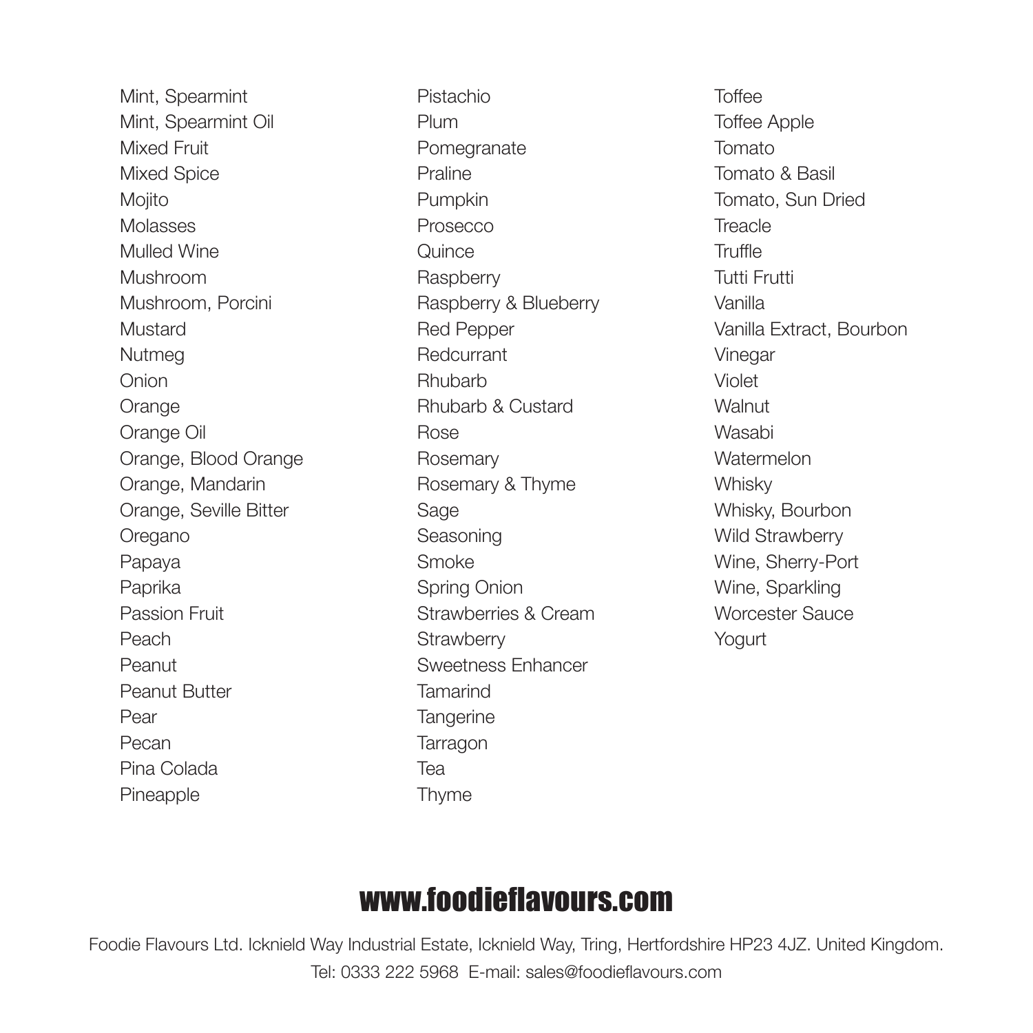Mint, Spearmint
Mint, Spearmint Oil
Mixed Fruit
Mixed Spice
Mojito
Molasses
Mulled Wine
Mushroom
Mushroom, Porcini
Mustard
Nutmeg
Onion
Orange
Orange Oil
Orange, Blood Orange
Orange, Mandarin
Orange, Seville Bitter
Oregano
Papaya
Paprika
Passion Fruit
Peach
Peanut
Peanut Butter
Pear
Pecan
Pina Colada
Pineapple
Pistachio
Plum
Pomegranate
Praline
Pumpkin
Prosecco
Quince
Raspberry
Raspberry & Blueberry
Red Pepper
Redcurrant
Rhubarb
Rhubarb & Custard
Rose
Rosemary
Rosemary & Thyme
Sage
Seasoning
Smoke
Spring Onion
Strawberries & Cream
Strawberry
Sweetness Enhancer
Tamarind
Tangerine
Tarragon
Tea
Thyme
Toffee
Toffee Apple
Tomato
Tomato & Basil
Tomato, Sun Dried
Treacle
Truffle
Tutti Frutti
Vanilla
Vanilla Extract, Bourbon
Vinegar
Violet
Walnut
Wasabi
Watermelon
Whisky
Whisky, Bourbon
Wild Strawberry
Wine, Sherry-Port
Wine, Sparkling
Worcester Sauce
Yogurt

## www.foodieflavours.com

Foodie Flavours Ltd. Icknield Way Industrial Estate, Icknield Way, Tring, Hertfordshire HP23 4JZ. United Kingdom.
Tel: 0333 222 5968 E-mail: sales@foodieflavours.com